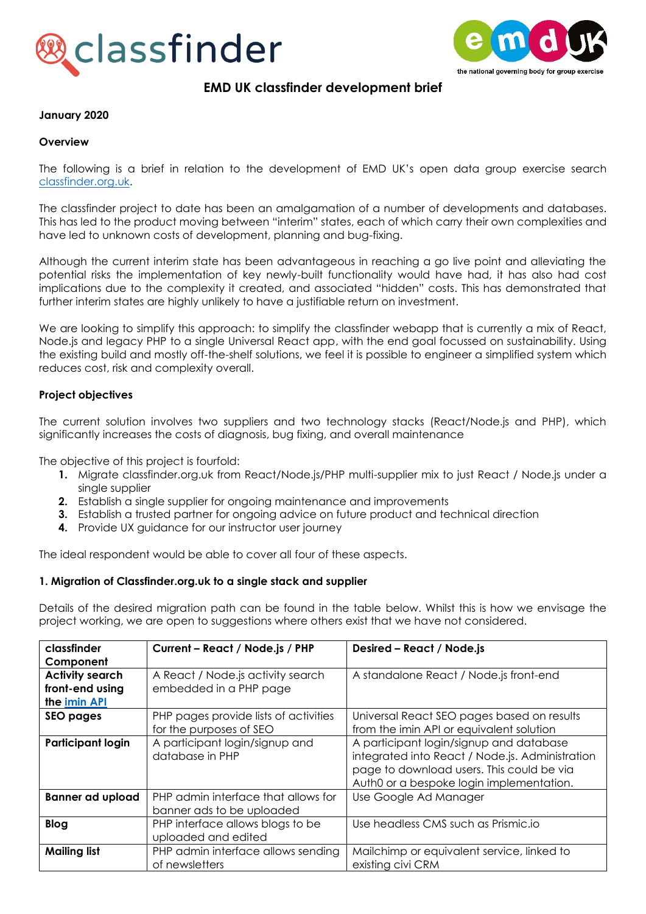# EMD UK classfinder development brief

**January 2020**

**Overview**

The following is a brief in relation to the development of EMD UK's open data group exercise search classfinder.org.uk.

The classfinder project to date has been an amalgamation of a number of developments and databases. This has led to the product moving between "interim" states, each of which carry their own complexities and have led to unknown costs of development, planning and bug-fixing.

Although the current interim state has been advantageous in reaching a go live point and alleviating the potential risks the implementation of key newly-built functionality would have had, it has also had cost implications due to the complexity it created, and associated "hidden" costs. This has demonstrated that further interim states are highly unlikely to have a justifiable return on investment.

We are looking to simplify this approach: to simplify the classfinder webapp that is currently a mix of React, Node.js and legacy PHP to a single Universal React app, with the end goal focussed on sustainability. Using the existing build and mostly off-the-shelf solutions, we feel it is possible to engineer a simplified system which reduces cost, risk and complexity overall.

**Project objectives**

The current solution involves two suppliers and two technology stacks (React/Node.js and PHP), which significantly increases the costs of diagnosis, bug fixing, and overall maintenance

The objective of this project is fourfold:

1. Migrate classfinder.org.uk from React/Node.js/PHP multi-supplier mix to just React / Node.js under a single supplier
2. Establish a single supplier for ongoing maintenance and improvements
3. Establish a trusted partner for ongoing advice on future product and technical direction
4. Provide UX guidance for our instructor user journey

The ideal respondent would be able to cover all four of these aspects.

**1. Migration of Classfinder.org.uk to a single stack and supplier**

Details of the desired migration path can be found in the table below. Whilst this is how we envisage the project working, we are open to suggestions where others exist that we have not considered.

| classfinder Component | Current – React / Node.js / PHP | Desired – React / Node.js |
|---|---|---|
| **Activity search front-end using the imin API** | A React / Node.js activity search embedded in a PHP page | A standalone React / Node.js front-end |
| **SEO pages** | PHP pages provide lists of activities for the purposes of SEO | Universal React SEO pages based on results from the imin API or equivalent solution |
| **Participant login** | A participant login/signup and database in PHP | A participant login/signup and database integrated into React / Node.js. Administration page to download users. This could be via Auth0 or a bespoke login implementation. |
| **Banner ad upload** | PHP admin interface that allows for banner ads to be uploaded | Use Google Ad Manager |
| **Blog** | PHP interface allows blogs to be uploaded and edited | Use headless CMS such as Prismic.io |
| **Mailing list** | PHP admin interface allows sending of newsletters | Mailchimp or equivalent service, linked to existing civi CRM |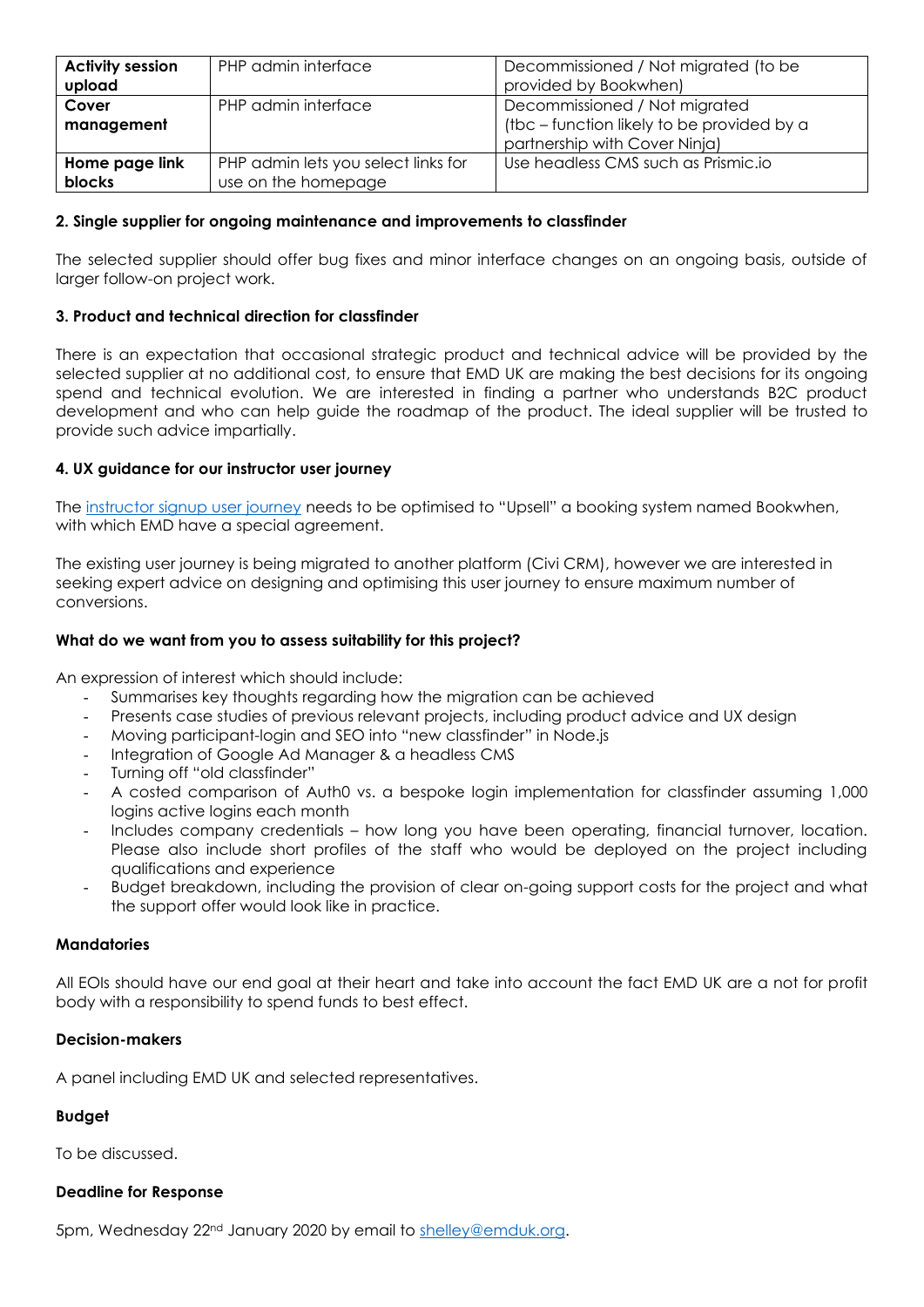| | | |
|---|---|---|
| **Activity session upload** | PHP admin interface | Decommissioned / Not migrated (to be provided by Bookwhen) |
| **Cover management** | PHP admin interface | Decommissioned / Not migrated (tbc – function likely to be provided by a partnership with Cover Ninja) |
| **Home page link blocks** | PHP admin lets you select links for use on the homepage | Use headless CMS such as Prismic.io |

**2. Single supplier for ongoing maintenance and improvements to classfinder**

The selected supplier should offer bug fixes and minor interface changes on an ongoing basis, outside of larger follow-on project work.

**3. Product and technical direction for classfinder**

There is an expectation that occasional strategic product and technical advice will be provided by the selected supplier at no additional cost, to ensure that EMD UK are making the best decisions for its ongoing spend and technical evolution. We are interested in finding a partner who understands B2C product development and who can help guide the roadmap of the product. The ideal supplier will be trusted to provide such advice impartially.

**4. UX guidance for our instructor user journey**

The instructor signup user journey needs to be optimised to "Upsell" a booking system named Bookwhen, with which EMD have a special agreement.

The existing user journey is being migrated to another platform (Civi CRM), however we are interested in seeking expert advice on designing and optimising this user journey to ensure maximum number of conversions.

**What do we want from you to assess suitability for this project?**

An expression of interest which should include:

- Summarises key thoughts regarding how the migration can be achieved
- Presents case studies of previous relevant projects, including product advice and UX design
- Moving participant-login and SEO into "new classfinder" in Node.js
- Integration of Google Ad Manager & a headless CMS
- Turning off "old classfinder"
- A costed comparison of Auth0 vs. a bespoke login implementation for classfinder assuming 1,000 logins active logins each month
- Includes company credentials – how long you have been operating, financial turnover, location. Please also include short profiles of the staff who would be deployed on the project including qualifications and experience
- Budget breakdown, including the provision of clear on-going support costs for the project and what the support offer would look like in practice.

**Mandatories**

All EOIs should have our end goal at their heart and take into account the fact EMD UK are a not for profit body with a responsibility to spend funds to best effect.

**Decision-makers**

A panel including EMD UK and selected representatives.

**Budget**

To be discussed.

**Deadline for Response**

5pm, Wednesday 22nd January 2020 by email to shelley@emduk.org.